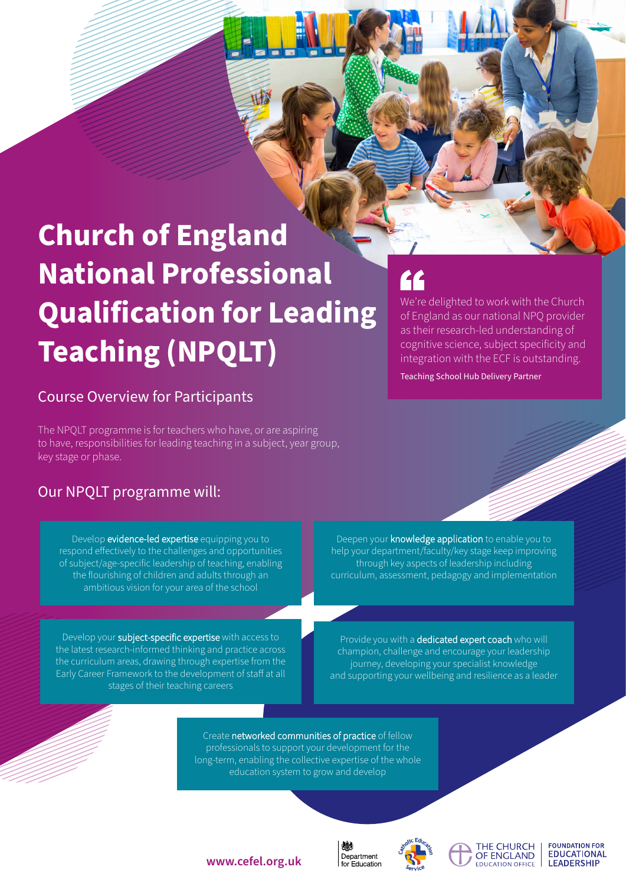# Church of England National Professional Qualification for Leading Teaching (NPQLT)

> “We’re delighted to work with the Church of England as our national NPQ provider as their research-led understanding of cognitive science, subject specificity and integration with the ECF is outstanding.
>
> Teaching School Hub Delivery Partner

## Course Overview for Participants

The NPQLT programme is for teachers who have, or are aspiring to have, responsibilities for leading teaching in a subject, year group, key stage or phase.

## Our NPQLT programme will:

- Develop **evidence-led expertise** equipping you to respond effectively to the challenges and opportunities of subject/age-specific leadership of teaching, enabling the flourishing of children and adults through an ambitious vision for your area of the school
- Deepen your **knowledge application** to enable you to help your department/faculty/key stage keep improving through key aspects of leadership including curriculum, assessment, pedagogy and implementation
- Develop your **subject-specific expertise** with access to the latest research-informed thinking and practice across the curriculum areas, drawing through expertise from the Early Career Framework to the development of staff at all stages of their teaching careers
- Provide you with a **dedicated expert coach** who will champion, challenge and encourage your leadership journey, developing your specialist knowledge and supporting your wellbeing and resilience as a leader
- Create **networked communities of practice** of fellow professionals to support your development for the long-term, enabling the collective expertise of the whole education system to grow and develop

www.cefel.org.uk

Department for Education | Catholic Education Service | The Church of England Education Office | Foundation for Educational Leadership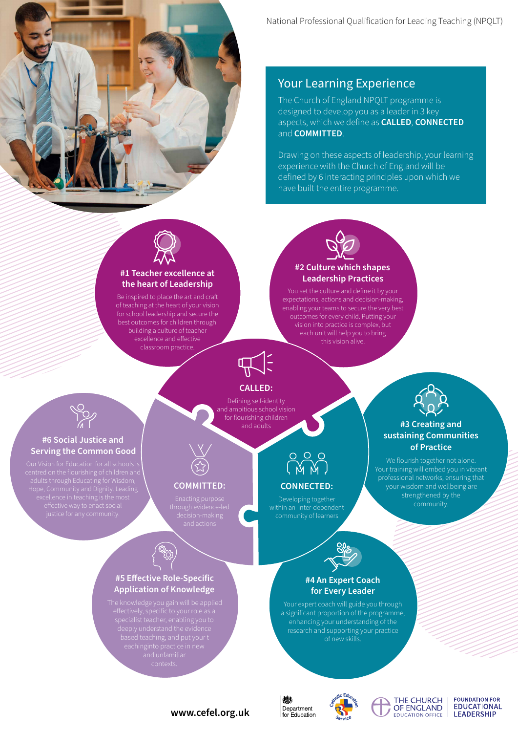National Professional Qualification for Leading Teaching (NPQLT)

## Your Learning Experience

The Church of England NPQLT programme is designed to develop you as a leader in 3 key aspects, which we define as **CALLED**, **CONNECTED** and **COMMITTED**.

Drawing on these aspects of leadership, your learning experience with the Church of England will be defined by 6 interacting principles upon which we have built the entire programme.

### #1 Teacher excellence at the heart of Leadership

Be inspired to place the art and craft of teaching at the heart of your vision for school leadership and secure the best outcomes for children through building a culture of teacher excellence and effective classroom practice.

### #2 Culture which shapes Leadership Practices

You set the culture and define it by your expectations, actions and decision-making, enabling your teams to secure the very best outcomes for every child. Putting your vision into practice is complex, but each unit will help you to bring this vision alive.

### CALLED:

Defining self-identity and ambitious school vision for flourishing children and adults

### #3 Creating and sustaining Communities of Practice

We flourish together not alone. Your training will embed you in vibrant professional networks, ensuring that your wisdom and wellbeing are strengthened by the community.

### CONNECTED:

Developing together within an inter-dependent community of learners

### #4 An Expert Coach for Every Leader

Your expert coach will guide you through a significant proportion of the programme, enhancing your understanding of the research and supporting your practice of new skills.

### COMMITTED:

Enacting purpose through evidence-led decision-making and actions

### #5 Effective Role-Specific Application of Knowledge

The knowledge you gain will be applied effectively, specific to your role as a specialist teacher, enabling you to deeply understand the evidence based teaching, and put your t eachinginto practice in new and unfamiliar contexts.

### #6 Social Justice and Serving the Common Good

Our Vision for Education for all schools is centred on the flourishing of children and adults through Educating for Wisdom, Hope, Community and Dignity. Leading excellence in teaching is the most effective way to enact social justice for any community.

www.cefel.org.uk

Department for Education | Catholic Education Service | The Church of England Education Office | Foundation for Educational Leadership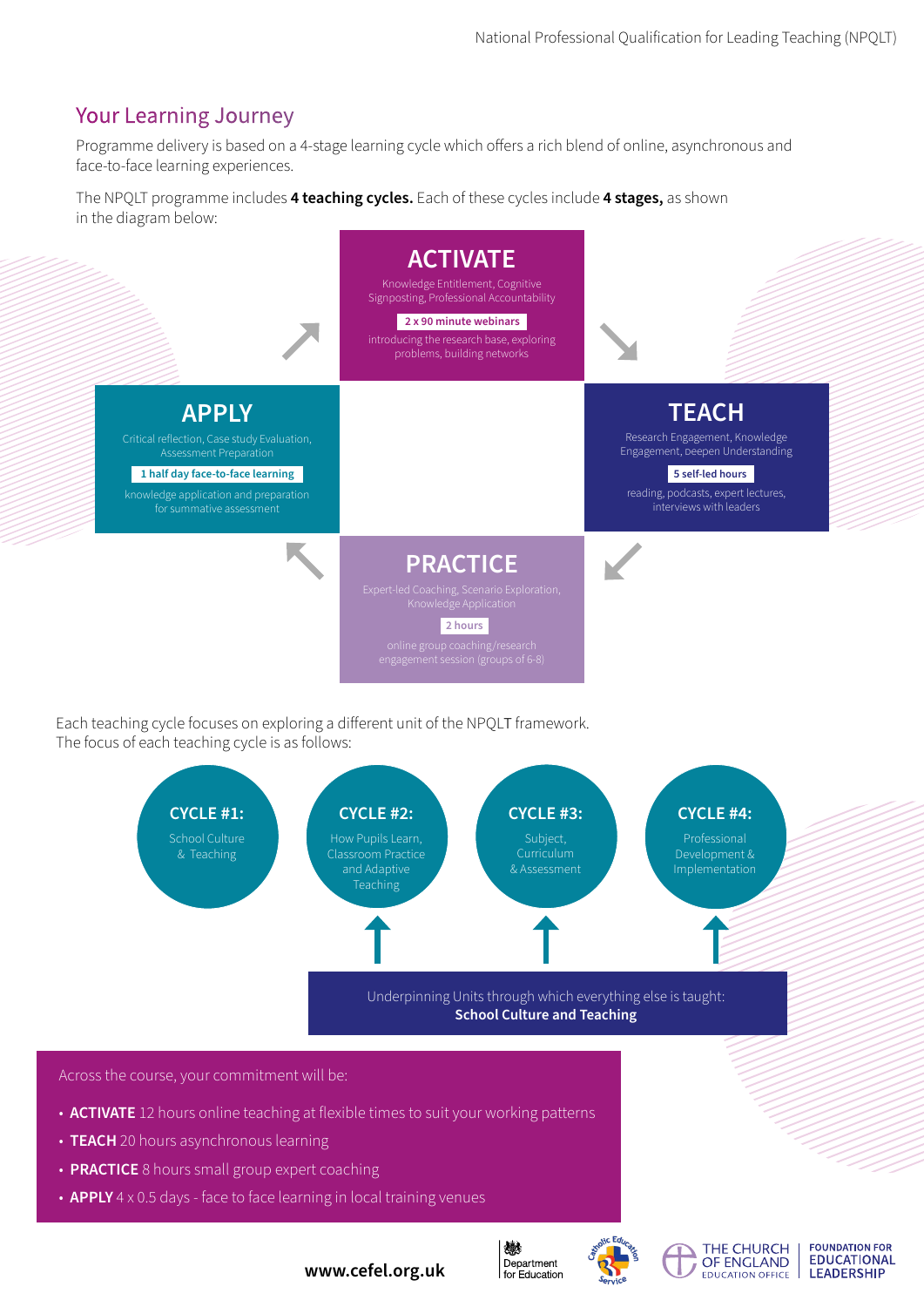## Your Learning Journey

Programme delivery is based on a 4-stage learning cycle which offers a rich blend of online, asynchronous and face-to-face learning experiences.

The NPQLT programme includes **4 teaching cycles.** Each of these cycles include **4 stages,** as shown in the diagram below:

### ACTIVATE

Knowledge Entitlement, Cognitive Signposting, Professional Accountability

**2 x 90 minute webinars**

introducing the research base, exploring problems, building networks

### TEACH

Research Engagement, Knowledge Engagement, Deepen Understanding

**5 self-led hours**

reading, podcasts, expert lectures, interviews with leaders

### PRACTICE

Expert-led Coaching, Scenario Exploration, Knowledge Application

**2 hours**

online group coaching/research engagement session (groups of 6-8)

### APPLY

Critical reflection, Case study Evaluation, Assessment Preparation

**1 half day face-to-face learning**

knowledge application and preparation for summative assessment

Each teaching cycle focuses on exploring a different unit of the NPQLT framework. The focus of each teaching cycle is as follows:

- **CYCLE #1:** School Culture & Teaching
- **CYCLE #2:** How Pupils Learn, Classroom Practice and Adaptive Teaching
- **CYCLE #3:** Subject, Curriculum & Assessment
- **CYCLE #4:** Professional Development & Implementation

Underpinning Units through which everything else is taught:
**School Culture and Teaching**

Across the course, your commitment will be:

- **ACTIVATE** 12 hours online teaching at flexible times to suit your working patterns
- **TEACH** 20 hours asynchronous learning
- **PRACTICE** 8 hours small group expert coaching
- **APPLY** 4 x 0.5 days - face to face learning in local training venues

**www.cefel.org.uk**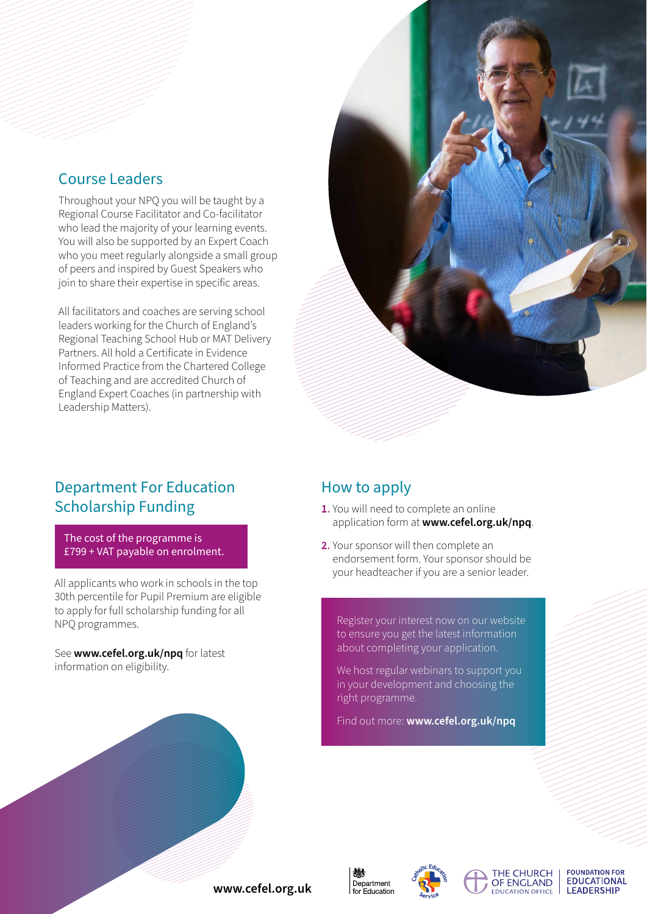## Course Leaders

Throughout your NPQ you will be taught by a Regional Course Facilitator and Co-facilitator who lead the majority of your learning events. You will also be supported by an Expert Coach who you meet regularly alongside a small group of peers and inspired by Guest Speakers who join to share their expertise in specific areas.

All facilitators and coaches are serving school leaders working for the Church of England's Regional Teaching School Hub or MAT Delivery Partners. All hold a Certificate in Evidence Informed Practice from the Chartered College of Teaching and are accredited Church of England Expert Coaches (in partnership with Leadership Matters).

## Department For Education Scholarship Funding

The cost of the programme is £799 + VAT payable on enrolment.

All applicants who work in schools in the top 30th percentile for Pupil Premium are eligible to apply for full scholarship funding for all NPQ programmes.

See **www.cefel.org.uk/npq** for latest information on eligibility.

## How to apply

1. You will need to complete an online application form at **www.cefel.org.uk/npq**.
2. Your sponsor will then complete an endorsement form. Your sponsor should be your headteacher if you are a senior leader.

Register your interest now on our website to ensure you get the latest information about completing your application.

We host regular webinars to support you in your development and choosing the right programme.

Find out more: **www.cefel.org.uk/npq**

**www.cefel.org.uk**

Department for Education

Catholic Education Service

THE CHURCH OF ENGLAND EDUCATION OFFICE

FOUNDATION FOR EDUCATIONAL LEADERSHIP